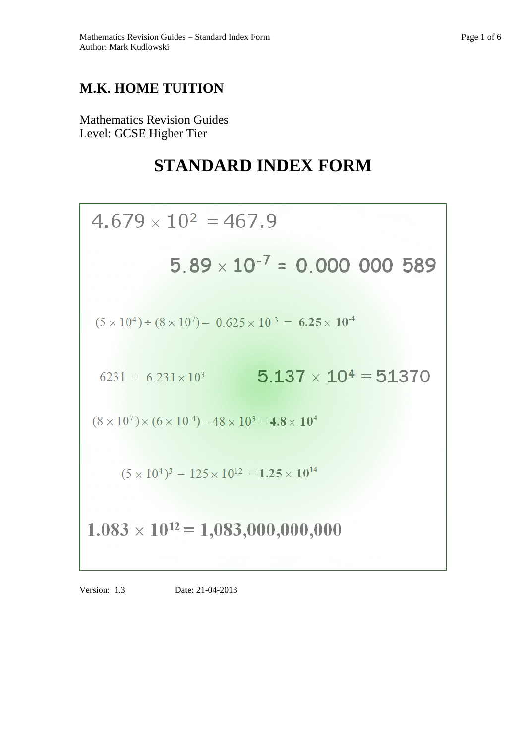# M.K. HOME TUITION

Mathematics Revision Guides
Level: GCSE Higher Tier

# STANDARD INDEX FORM

$4.679 \times 10^2 = 467.9$

$5.89 \times 10^{-7} = 0.000\ 000\ 589$

$(5 \times 10^4) \div (8 \times 10^7) = 0.625 \times 10^{-3} = \mathbf{6.25 \times 10^{-4}}$

$6231 = 6.231 \times 10^3$

$5.137 \times 10^4 = 51370$

$(8 \times 10^7) \times (6 \times 10^{-4}) = 48 \times 10^3 = \mathbf{4.8 \times 10^4}$

$(5 \times 10^4)^3 = 125 \times 10^{12} = \mathbf{1.25 \times 10^{14}}$

$1.083 \times 10^{12} = 1{,}083{,}000{,}000{,}000$

Version: 1.3 Date: 21-04-2013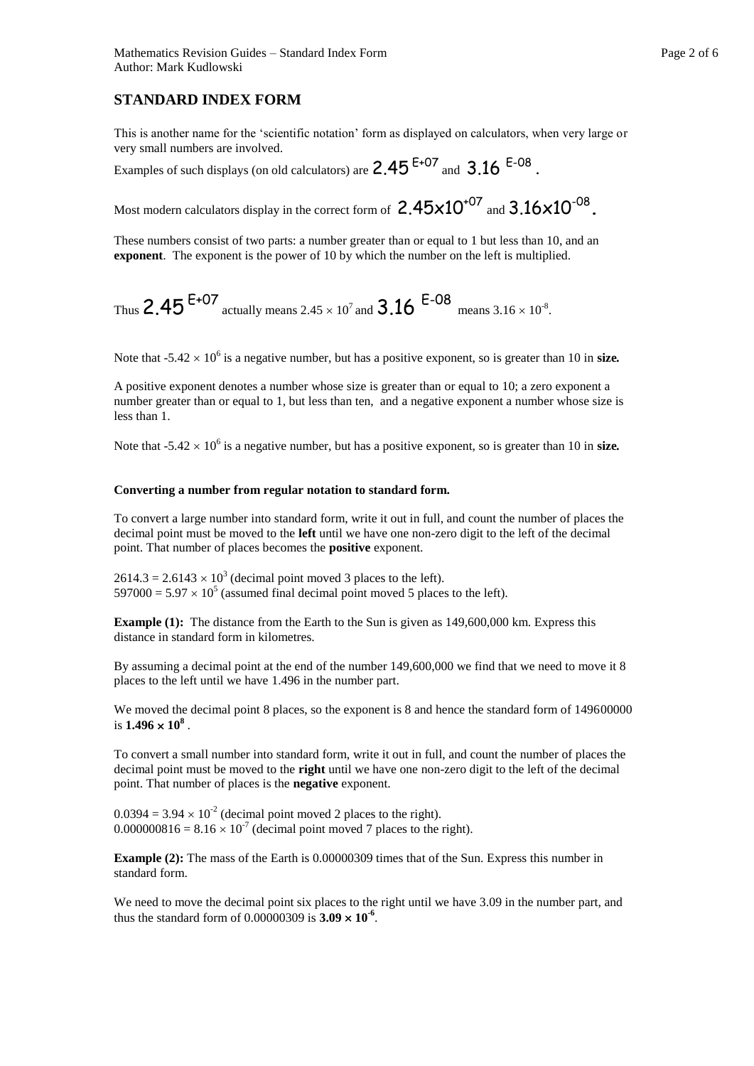## STANDARD INDEX FORM

This is another name for the 'scientific notation' form as displayed on calculators, when very large or very small numbers are involved.

Examples of such displays (on old calculators) are 2.45 E+07 and 3.16 E-08 .

Most modern calculators display in the correct form of $2.45\text{x}10^{+07}$ and $3.16\text{x}10^{-08}$.

These numbers consist of two parts: a number greater than or equal to 1 but less than 10, and an **exponent**. The exponent is the power of 10 by which the number on the left is multiplied.

Thus 2.45 E+07 actually means $2.45 \times 10^7$ and 3.16 E-08 means $3.16 \times 10^{-8}$.

Note that $-5.42 \times 10^6$ is a negative number, but has a positive exponent, so is greater than 10 in **size.**

A positive exponent denotes a number whose size is greater than or equal to 10; a zero exponent a number greater than or equal to 1, but less than ten, and a negative exponent a number whose size is less than 1.

Note that $-5.42 \times 10^6$ is a negative number, but has a positive exponent, so is greater than 10 in **size.**

**Converting a number from regular notation to standard form.**

To convert a large number into standard form, write it out in full, and count the number of places the decimal point must be moved to the **left** until we have one non-zero digit to the left of the decimal point. That number of places becomes the **positive** exponent.

$2614.3 = 2.6143 \times 10^3$ (decimal point moved 3 places to the left).
$597000 = 5.97 \times 10^5$ (assumed final decimal point moved 5 places to the left).

**Example (1):** The distance from the Earth to the Sun is given as 149,600,000 km. Express this distance in standard form in kilometres.

By assuming a decimal point at the end of the number 149,600,000 we find that we need to move it 8 places to the left until we have 1.496 in the number part.

We moved the decimal point 8 places, so the exponent is 8 and hence the standard form of 149600000 is $\mathbf{1.496 \times 10^8}$ .

To convert a small number into standard form, write it out in full, and count the number of places the decimal point must be moved to the **right** until we have one non-zero digit to the left of the decimal point. That number of places is the **negative** exponent.

$0.0394 = 3.94 \times 10^{-2}$ (decimal point moved 2 places to the right).
$0.000000816 = 8.16 \times 10^{-7}$ (decimal point moved 7 places to the right).

**Example (2):** The mass of the Earth is 0.00000309 times that of the Sun. Express this number in standard form.

We need to move the decimal point six places to the right until we have 3.09 in the number part, and thus the standard form of 0.00000309 is $\mathbf{3.09 \times 10^{-6}}$.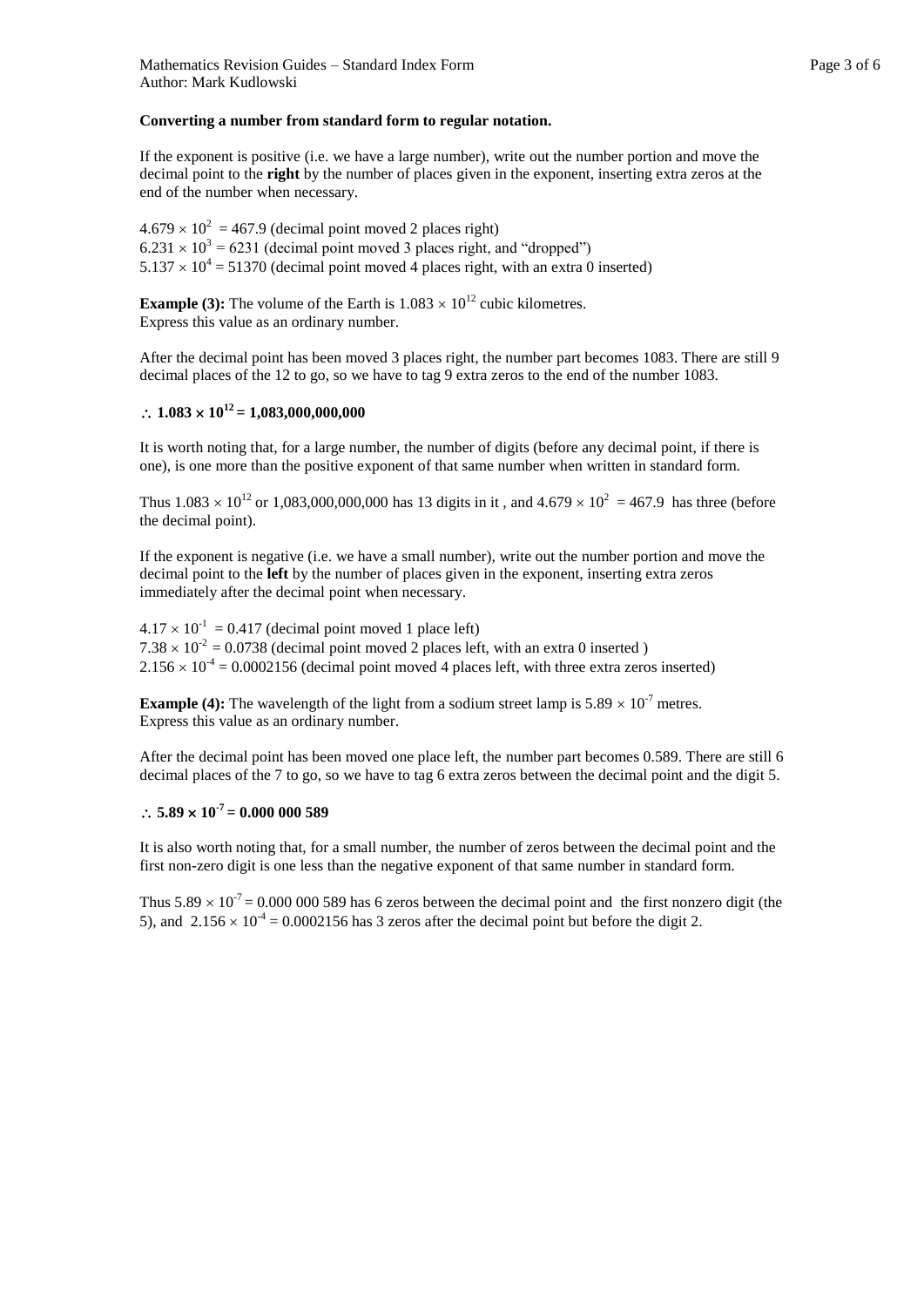**Converting a number from standard form to regular notation.**

If the exponent is positive (i.e. we have a large number), write out the number portion and move the decimal point to the **right** by the number of places given in the exponent, inserting extra zeros at the end of the number when necessary.

$4.679 \times 10^2 = 467.9$ (decimal point moved 2 places right)
$6.231 \times 10^3 = 6231$ (decimal point moved 3 places right, and "dropped")
$5.137 \times 10^4 = 51370$ (decimal point moved 4 places right, with an extra 0 inserted)

**Example (3):** The volume of the Earth is $1.083 \times 10^{12}$ cubic kilometres.
Express this value as an ordinary number.

After the decimal point has been moved 3 places right, the number part becomes 1083. There are still 9 decimal places of the 12 to go, so we have to tag 9 extra zeros to the end of the number 1083.

$\therefore$ **$1.083 \times 10^{12} = 1{,}083{,}000{,}000{,}000$**

It is worth noting that, for a large number, the number of digits (before any decimal point, if there is one), is one more than the positive exponent of that same number when written in standard form.

Thus $1.083 \times 10^{12}$ or 1,083,000,000,000 has 13 digits in it , and $4.679 \times 10^2 = 467.9$ has three (before the decimal point).

If the exponent is negative (i.e. we have a small number), write out the number portion and move the decimal point to the **left** by the number of places given in the exponent, inserting extra zeros immediately after the decimal point when necessary.

$4.17 \times 10^{-1} = 0.417$ (decimal point moved 1 place left)
$7.38 \times 10^{-2} = 0.0738$ (decimal point moved 2 places left, with an extra 0 inserted )
$2.156 \times 10^{-4} = 0.0002156$ (decimal point moved 4 places left, with three extra zeros inserted)

**Example (4):** The wavelength of the light from a sodium street lamp is $5.89 \times 10^{-7}$ metres.
Express this value as an ordinary number.

After the decimal point has been moved one place left, the number part becomes 0.589. There are still 6 decimal places of the 7 to go, so we have to tag 6 extra zeros between the decimal point and the digit 5.

$\therefore$ **$5.89 \times 10^{-7} = 0.000\ 000\ 589$**

It is also worth noting that, for a small number, the number of zeros between the decimal point and the first non-zero digit is one less than the negative exponent of that same number in standard form.

Thus $5.89 \times 10^{-7} = 0.000\ 000\ 589$ has 6 zeros between the decimal point and the first nonzero digit (the 5), and $2.156 \times 10^{-4} = 0.0002156$ has 3 zeros after the decimal point but before the digit 2.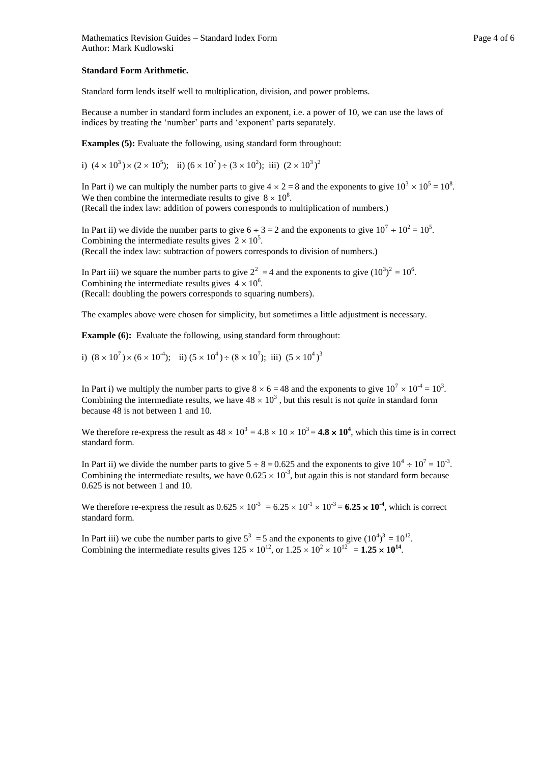**Standard Form Arithmetic.**

Standard form lends itself well to multiplication, division, and power problems.

Because a number in standard form includes an exponent, i.e. a power of 10, we can use the laws of indices by treating the 'number' parts and 'exponent' parts separately.

**Examples (5):** Evaluate the following, using standard form throughout:

i) $(4 \times 10^3) \times (2 \times 10^5)$; ii) $(6 \times 10^7) \div (3 \times 10^2)$; iii) $(2 \times 10^3)^2$

In Part i) we can multiply the number parts to give $4 \times 2 = 8$ and the exponents to give $10^3 \times 10^5 = 10^8$. We then combine the intermediate results to give $8 \times 10^8$.
(Recall the index law: addition of powers corresponds to multiplication of numbers.)

In Part ii) we divide the number parts to give $6 \div 3 = 2$ and the exponents to give $10^7 \div 10^2 = 10^5$. Combining the intermediate results gives $2 \times 10^5$.
(Recall the index law: subtraction of powers corresponds to division of numbers.)

In Part iii) we square the number parts to give $2^2 = 4$ and the exponents to give $(10^3)^2 = 10^6$. Combining the intermediate results gives $4 \times 10^6$.
(Recall: doubling the powers corresponds to squaring numbers).

The examples above were chosen for simplicity, but sometimes a little adjustment is necessary.

**Example (6):** Evaluate the following, using standard form throughout:

i) $(8 \times 10^7) \times (6 \times 10^{-4})$; ii) $(5 \times 10^4) \div (8 \times 10^7)$; iii) $(5 \times 10^4)^3$

In Part i) we multiply the number parts to give $8 \times 6 = 48$ and the exponents to give $10^7 \times 10^{-4} = 10^3$. Combining the intermediate results, we have $48 \times 10^3$, but this result is not *quite* in standard form because 48 is not between 1 and 10.

We therefore re-express the result as $48 \times 10^3 = 4.8 \times 10 \times 10^3 =$ $\mathbf{4.8 \times 10^4}$, which this time is in correct standard form.

In Part ii) we divide the number parts to give $5 \div 8 = 0.625$ and the exponents to give $10^4 \div 10^7 = 10^{-3}$. Combining the intermediate results, we have $0.625 \times 10^{-3}$, but again this is not standard form because 0.625 is not between 1 and 10.

We therefore re-express the result as $0.625 \times 10^{-3} = 6.25 \times 10^{-1} \times 10^{-3} =$ $\mathbf{6.25 \times 10^{-4}}$, which is correct standard form.

In Part iii) we cube the number parts to give $5^3 = 5$ and the exponents to give $(10^4)^3 = 10^{12}$. Combining the intermediate results gives $125 \times 10^{12}$, or $1.25 \times 10^2 \times 10^{12} =$ $\mathbf{1.25 \times 10^{14}}$.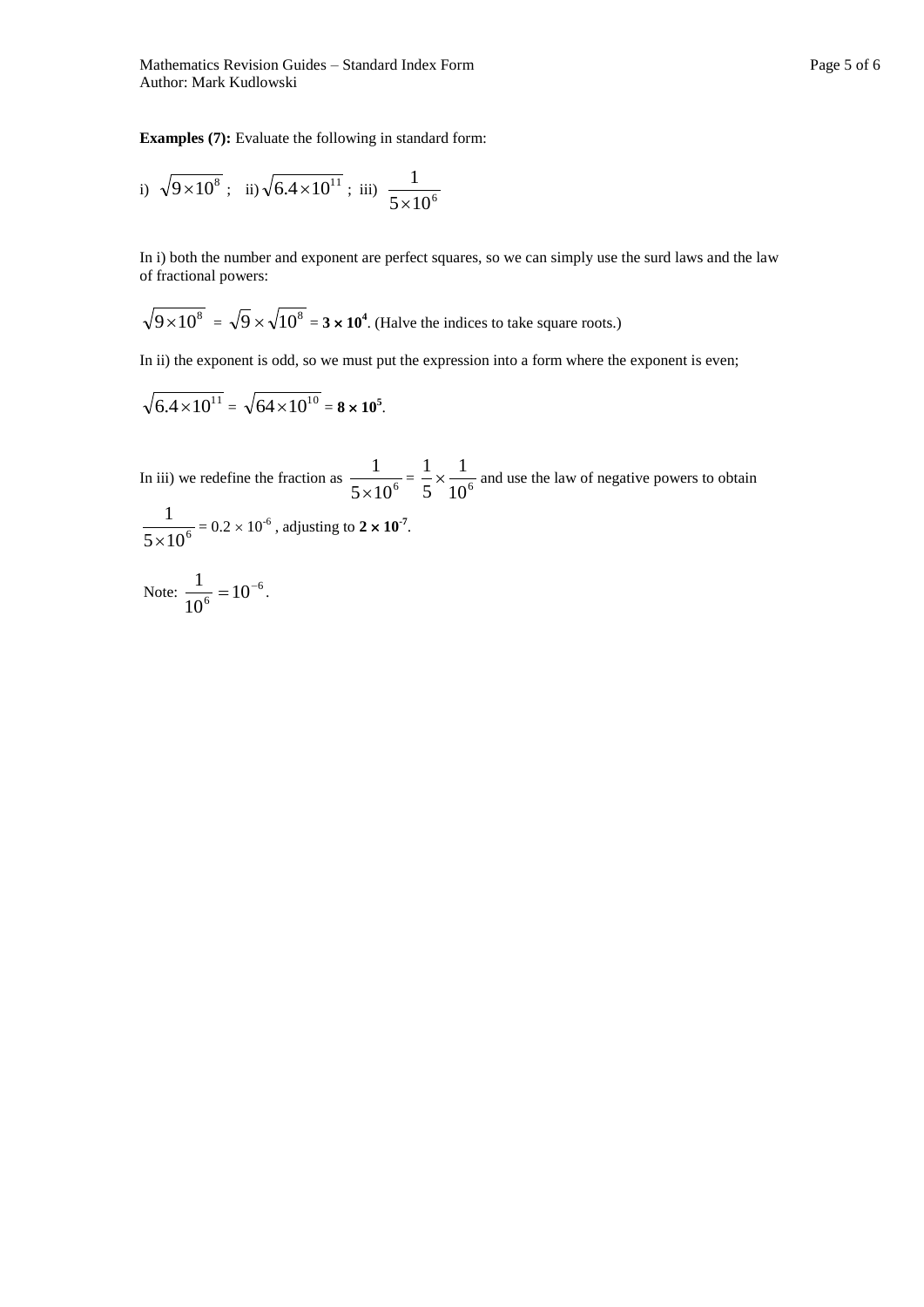**Examples (7):** Evaluate the following in standard form:

i) $\sqrt{9 \times 10^8}$ ; ii) $\sqrt{6.4 \times 10^{11}}$ ; iii) $\dfrac{1}{5 \times 10^6}$

In i) both the number and exponent are perfect squares, so we can simply use the surd laws and the law of fractional powers:

$\sqrt{9 \times 10^8} = \sqrt{9} \times \sqrt{10^8} = \mathbf{3 \times 10^4}$. (Halve the indices to take square roots.)

In ii) the exponent is odd, so we must put the expression into a form where the exponent is even;

$\sqrt{6.4 \times 10^{11}} = \sqrt{64 \times 10^{10}} = \mathbf{8 \times 10^5}$.

In iii) we redefine the fraction as $\dfrac{1}{5 \times 10^6} = \dfrac{1}{5} \times \dfrac{1}{10^6}$ and use the law of negative powers to obtain $\dfrac{1}{5 \times 10^6} = 0.2 \times 10^{-6}$ , adjusting to $\mathbf{2 \times 10^{-7}}$.

Note: $\dfrac{1}{10^6} = 10^{-6}$.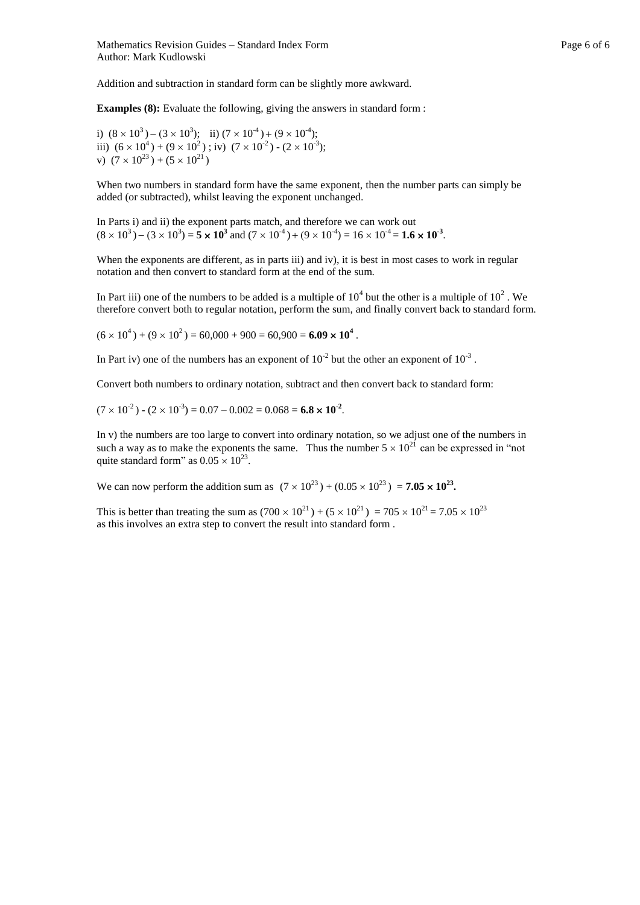Addition and subtraction in standard form can be slightly more awkward.

**Examples (8):** Evaluate the following, giving the answers in standard form :

i) $(8 \times 10^3) - (3 \times 10^3)$; ii) $(7 \times 10^{-4}) + (9 \times 10^{-4})$;
iii) $(6 \times 10^4) + (9 \times 10^2)$ ; iv) $(7 \times 10^{-2})$ - $(2 \times 10^{-3})$;
v) $(7 \times 10^{23}) + (5 \times 10^{21})$

When two numbers in standard form have the same exponent, then the number parts can simply be added (or subtracted), whilst leaving the exponent unchanged.

In Parts i) and ii) the exponent parts match, and therefore we can work out $(8 \times 10^3) - (3 \times 10^3) = \mathbf{5 \times 10^3}$ and $(7 \times 10^{-4}) + (9 \times 10^{-4}) = 16 \times 10^{-4} = \mathbf{1.6 \times 10^{-3}}$.

When the exponents are different, as in parts iii) and iv), it is best in most cases to work in regular notation and then convert to standard form at the end of the sum.

In Part iii) one of the numbers to be added is a multiple of $10^4$ but the other is a multiple of $10^2$. We therefore convert both to regular notation, perform the sum, and finally convert back to standard form.

$(6 \times 10^4) + (9 \times 10^2) = 60{,}000 + 900 = 60{,}900 = \mathbf{6.09 \times 10^4}$ .

In Part iv) one of the numbers has an exponent of $10^{-2}$ but the other an exponent of $10^{-3}$ .

Convert both numbers to ordinary notation, subtract and then convert back to standard form:

$(7 \times 10^{-2})$ - $(2 \times 10^{-3}) = 0.07 - 0.002 = 0.068 = \mathbf{6.8 \times 10^{-2}}$.

In v) the numbers are too large to convert into ordinary notation, so we adjust one of the numbers in such a way as to make the exponents the same. Thus the number $5 \times 10^{21}$ can be expressed in "not quite standard form" as $0.05 \times 10^{23}$.

We can now perform the addition sum as $(7 \times 10^{23}) + (0.05 \times 10^{23}) = \mathbf{7.05 \times 10^{23}.}$

This is better than treating the sum as $(700 \times 10^{21}) + (5 \times 10^{21}) = 705 \times 10^{21} = 7.05 \times 10^{23}$ as this involves an extra step to convert the result into standard form .